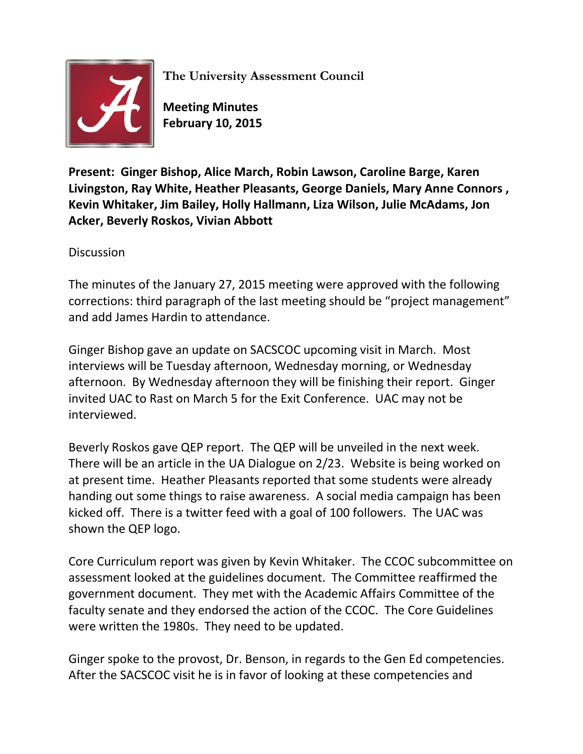**The University Assessment Council**

**Meeting Minutes**
**February 10, 2015**

**Present: Ginger Bishop, Alice March, Robin Lawson, Caroline Barge, Karen Livingston, Ray White, Heather Pleasants, George Daniels, Mary Anne Connors , Kevin Whitaker, Jim Bailey, Holly Hallmann, Liza Wilson, Julie McAdams, Jon Acker, Beverly Roskos, Vivian Abbott**

Discussion

The minutes of the January 27, 2015 meeting were approved with the following corrections: third paragraph of the last meeting should be "project management" and add James Hardin to attendance.

Ginger Bishop gave an update on SACSCOC upcoming visit in March. Most interviews will be Tuesday afternoon, Wednesday morning, or Wednesday afternoon. By Wednesday afternoon they will be finishing their report. Ginger invited UAC to Rast on March 5 for the Exit Conference. UAC may not be interviewed.

Beverly Roskos gave QEP report. The QEP will be unveiled in the next week. There will be an article in the UA Dialogue on 2/23. Website is being worked on at present time. Heather Pleasants reported that some students were already handing out some things to raise awareness. A social media campaign has been kicked off. There is a twitter feed with a goal of 100 followers. The UAC was shown the QEP logo.

Core Curriculum report was given by Kevin Whitaker. The CCOC subcommittee on assessment looked at the guidelines document. The Committee reaffirmed the government document. They met with the Academic Affairs Committee of the faculty senate and they endorsed the action of the CCOC. The Core Guidelines were written the 1980s. They need to be updated.

Ginger spoke to the provost, Dr. Benson, in regards to the Gen Ed competencies. After the SACSCOC visit he is in favor of looking at these competencies and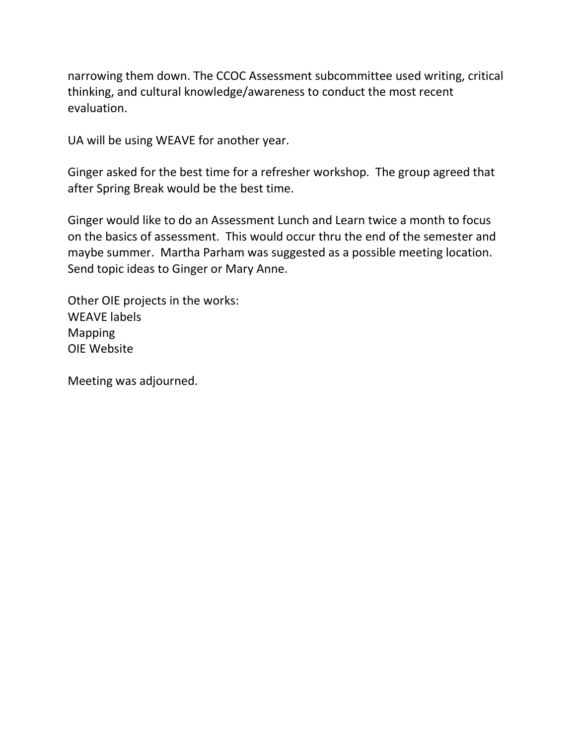narrowing them down. The CCOC Assessment subcommittee used writing, critical thinking, and cultural knowledge/awareness to conduct the most recent evaluation.

UA will be using WEAVE for another year.

Ginger asked for the best time for a refresher workshop. The group agreed that after Spring Break would be the best time.

Ginger would like to do an Assessment Lunch and Learn twice a month to focus on the basics of assessment. This would occur thru the end of the semester and maybe summer. Martha Parham was suggested as a possible meeting location. Send topic ideas to Ginger or Mary Anne.

Other OIE projects in the works:
WEAVE labels
Mapping
OIE Website

Meeting was adjourned.